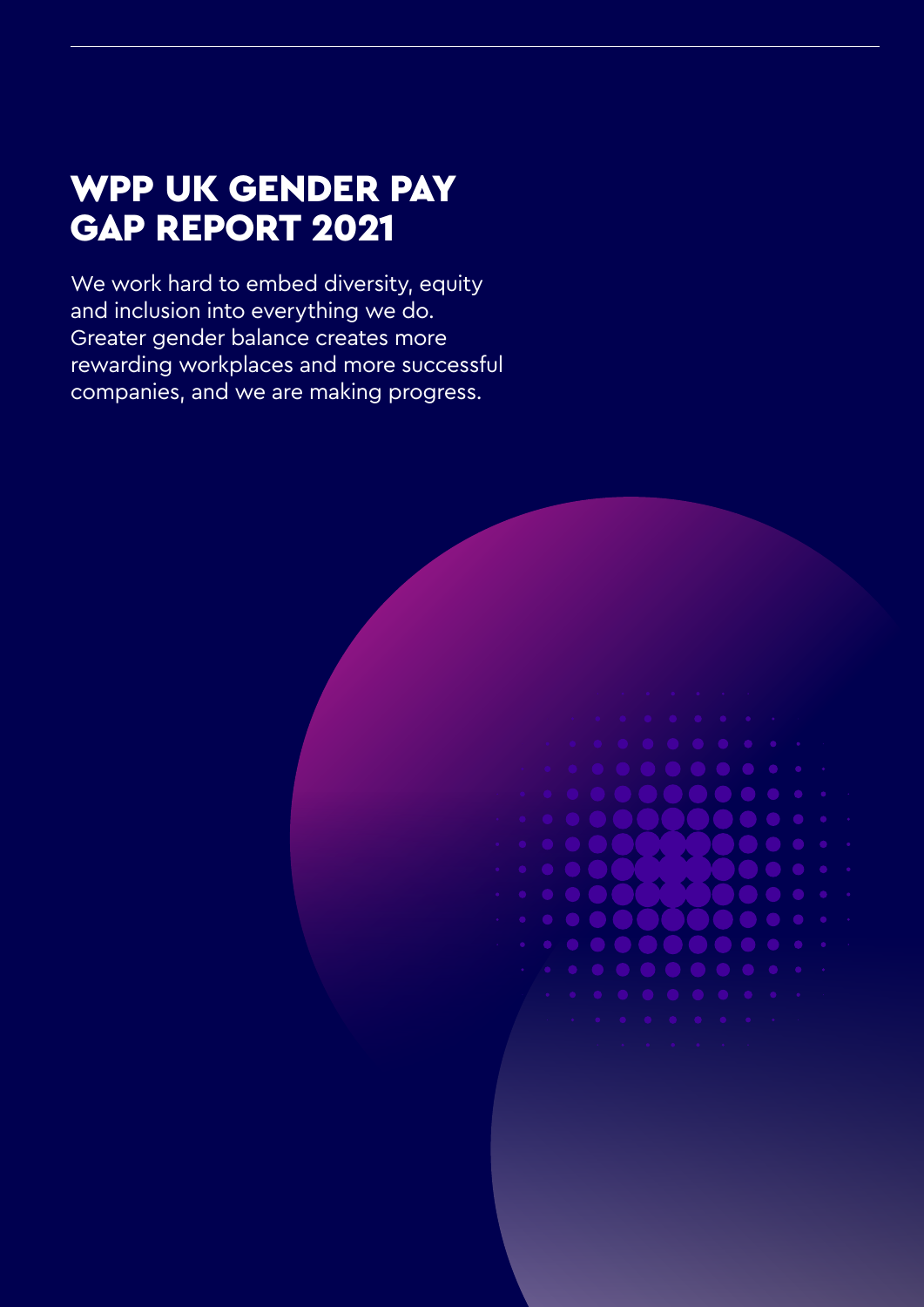# WPP UK GENDER PAY GAP REPORT 2021

We work hard to embed diversity, equity and inclusion into everything we do. Greater gender balance creates more rewarding workplaces and more successful companies, and we are making progress.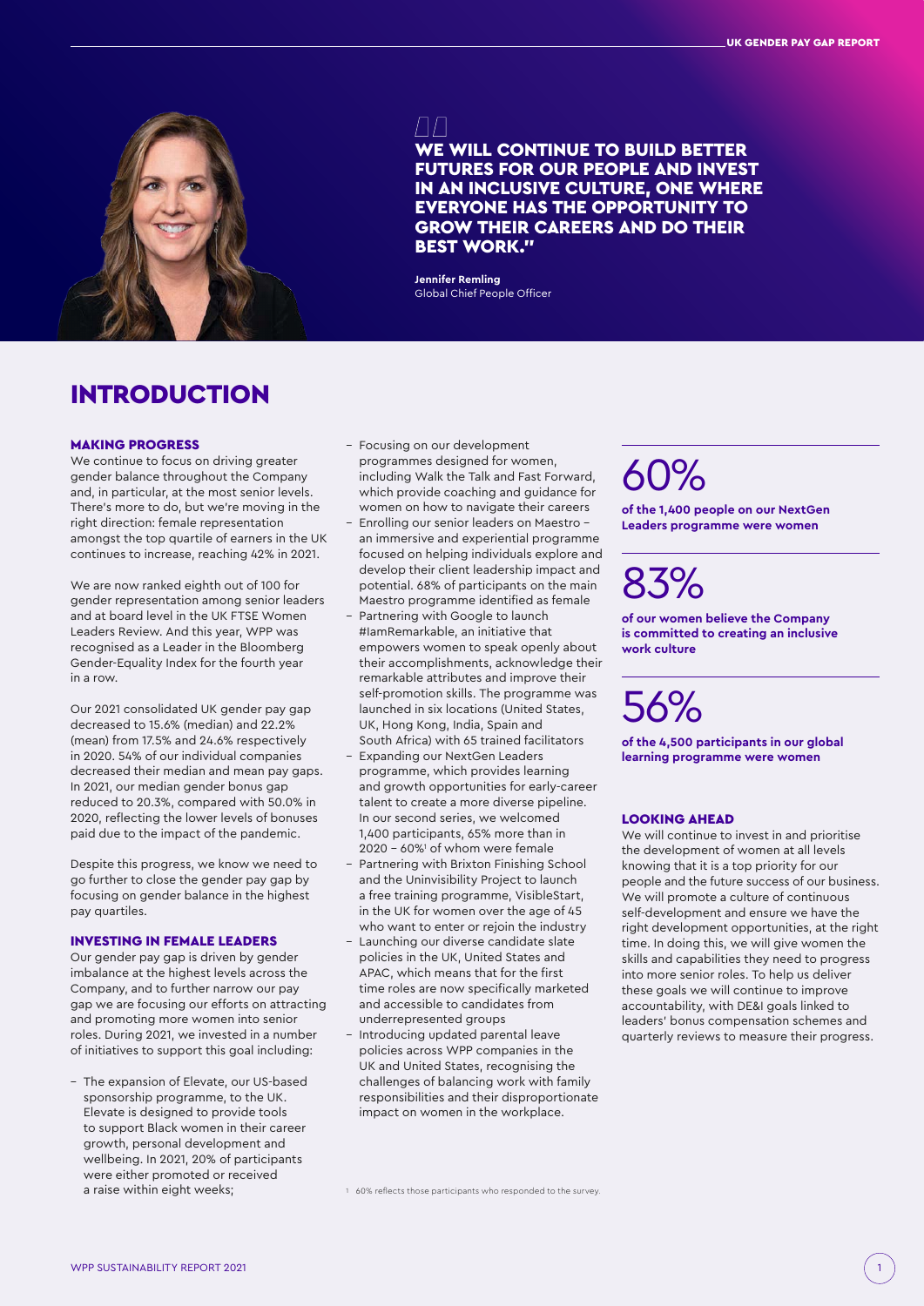> WE WILL CONTINUE TO BUILD BETTER FUTURES FOR OUR PEOPLE AND INVEST IN AN INCLUSIVE CULTURE, ONE WHERE EVERYONE HAS THE OPPORTUNITY TO GROW THEIR CAREERS AND DO THEIR BEST WORK."
>
> **Jennifer Remling**
> Global Chief People Officer

# INTRODUCTION

### MAKING PROGRESS

We continue to focus on driving greater gender balance throughout the Company and, in particular, at the most senior levels. There's more to do, but we're moving in the right direction: female representation amongst the top quartile of earners in the UK continues to increase, reaching 42% in 2021.

We are now ranked eighth out of 100 for gender representation among senior leaders and at board level in the UK FTSE Women Leaders Review. And this year, WPP was recognised as a Leader in the Bloomberg Gender-Equality Index for the fourth year in a row.

Our 2021 consolidated UK gender pay gap decreased to 15.6% (median) and 22.2% (mean) from 17.5% and 24.6% respectively in 2020. 54% of our individual companies decreased their median and mean pay gaps. In 2021, our median gender bonus gap reduced to 20.3%, compared with 50.0% in 2020, reflecting the lower levels of bonuses paid due to the impact of the pandemic.

Despite this progress, we know we need to go further to close the gender pay gap by focusing on gender balance in the highest pay quartiles.

### INVESTING IN FEMALE LEADERS

Our gender pay gap is driven by gender imbalance at the highest levels across the Company, and to further narrow our pay gap we are focusing our efforts on attracting and promoting more women into senior roles. During 2021, we invested in a number of initiatives to support this goal including:

- The expansion of Elevate, our US-based sponsorship programme, to the UK. Elevate is designed to provide tools to support Black women in their career growth, personal development and wellbeing. In 2021, 20% of participants were either promoted or received a raise within eight weeks;
- Focusing on our development programmes designed for women, including Walk the Talk and Fast Forward, which provide coaching and guidance for women on how to navigate their careers
- Enrolling our senior leaders on Maestro – an immersive and experiential programme focused on helping individuals explore and develop their client leadership impact and potential. 68% of participants on the main Maestro programme identified as female
- Partnering with Google to launch #IamRemarkable, an initiative that empowers women to speak openly about their accomplishments, acknowledge their remarkable attributes and improve their self-promotion skills. The programme was launched in six locations (United States, UK, Hong Kong, India, Spain and South Africa) with 65 trained facilitators
- Expanding our NextGen Leaders programme, which provides learning and growth opportunities for early-career talent to create a more diverse pipeline. In our second series, we welcomed 1,400 participants, 65% more than in 2020 – 60%[1] of whom were female
- Partnering with Brixton Finishing School and the Uninvisibility Project to launch a free training programme, VisibleStart, in the UK for women over the age of 45 who want to enter or rejoin the industry
- Launching our diverse candidate slate policies in the UK, United States and APAC, which means that for the first time roles are now specifically marketed and accessible to candidates from underrepresented groups
- Introducing updated parental leave policies across WPP companies in the UK and United States, recognising the challenges of balancing work with family responsibilities and their disproportionate impact on women in the workplace.

[1] 60% reflects those participants who responded to the survey.

**60%**
**of the 1,400 people on our NextGen Leaders programme were women**

**83%**
**of our women believe the Company is committed to creating an inclusive work culture**

**56%**
**of the 4,500 participants in our global learning programme were women**

### LOOKING AHEAD

We will continue to invest in and prioritise the development of women at all levels knowing that it is a top priority for our people and the future success of our business. We will promote a culture of continuous self-development and ensure we have the right development opportunities, at the right time. In doing this, we will give women the skills and capabilities they need to progress into more senior roles. To help us deliver these goals we will continue to improve accountability, with DE&I goals linked to leaders' bonus compensation schemes and quarterly reviews to measure their progress.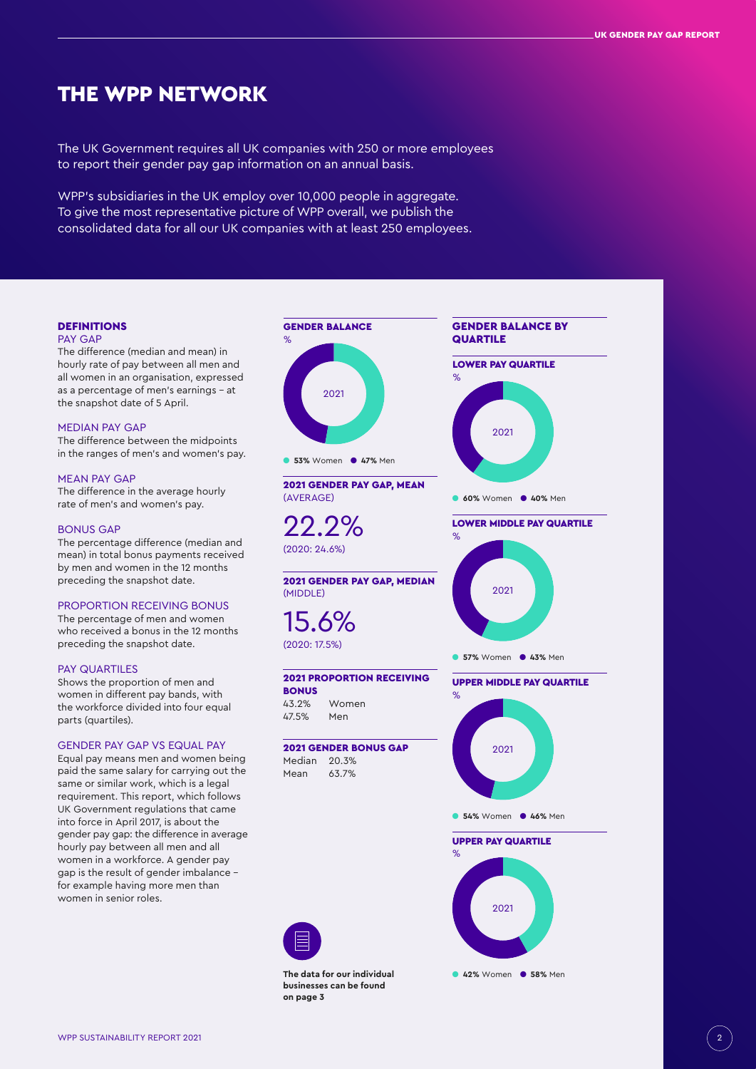# THE WPP NETWORK

The UK Government requires all UK companies with 250 or more employees to report their gender pay gap information on an annual basis.

WPP's subsidiaries in the UK employ over 10,000 people in aggregate. To give the most representative picture of WPP overall, we publish the consolidated data for all our UK companies with at least 250 employees.

## DEFINITIONS

### PAY GAP

The difference (median and mean) in hourly rate of pay between all men and all women in an organisation, expressed as a percentage of men's earnings – at the snapshot date of 5 April.

### MEDIAN PAY GAP

The difference between the midpoints in the ranges of men's and women's pay.

### MEAN PAY GAP

The difference in the average hourly rate of men's and women's pay.

### BONUS GAP

The percentage difference (median and mean) in total bonus payments received by men and women in the 12 months preceding the snapshot date.

### PROPORTION RECEIVING BONUS

The percentage of men and women who received a bonus in the 12 months preceding the snapshot date.

### PAY QUARTILES

Shows the proportion of men and women in different pay bands, with the workforce divided into four equal parts (quartiles).

### GENDER PAY GAP VS EQUAL PAY

Equal pay means men and women being paid the same salary for carrying out the same or similar work, which is a legal requirement. This report, which follows UK Government regulations that came into force in April 2017, is about the gender pay gap: the difference in average hourly pay between all men and all women in a workforce. A gender pay gap is the result of gender imbalance – for example having more men than women in senior roles.

## GENDER BALANCE

%

2021

**53%** Women **47%** Men

## 2021 GENDER PAY GAP, MEAN (AVERAGE)

22.2%

(2020: 24.6%)

## 2021 GENDER PAY GAP, MEDIAN (MIDDLE)

15.6%

(2020: 17.5%)

## 2021 PROPORTION RECEIVING BONUS

| | |
|---|---|
| 43.2% | Women |
| 47.5% | Men |

## 2021 GENDER BONUS GAP

| | |
|---|---|
| Median | 20.3% |
| Mean | 63.7% |

**The data for our individual businesses can be found on page 3**

## GENDER BALANCE BY QUARTILE

### LOWER PAY QUARTILE

%

2021

**60%** Women **40%** Men

### LOWER MIDDLE PAY QUARTILE

%

2021

**57%** Women **43%** Men

### UPPER MIDDLE PAY QUARTILE

%

2021

**54%** Women **46%** Men

### UPPER PAY QUARTILE

%

2021

**42%** Women **58%** Men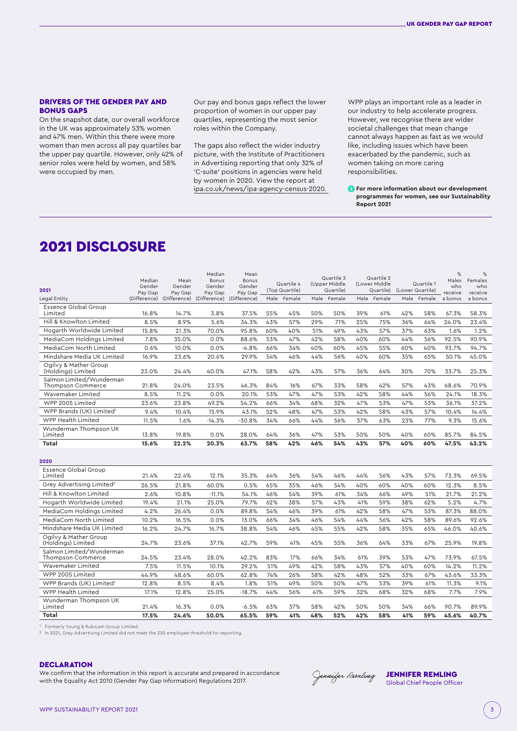### DRIVERS OF THE GENDER PAY AND BONUS GAPS

On the snapshot date, our overall workforce in the UK was approximately 53% women and 47% men. Within this there were more women than men across all pay quartiles bar the upper pay quartile. However, only 42% of senior roles were held by women, and 58% were occupied by men.

Our pay and bonus gaps reflect the lower proportion of women in our upper pay quartiles, representing the most senior roles within the Company.

The gaps also reflect the wider industry picture, with the Institute of Practitioners in Advertising reporting that only 32% of 'C-suite' positions in agencies were held by women in 2020. View the report at ipa.co.uk/news/ipa-agency-census-2020.

WPP plays an important role as a leader in our industry to help accelerate progress. However, we recognise there are wider societal challenges that mean change cannot always happen as fast as we would like, including issues which have been exacerbated by the pandemic, such as women taking on more caring responsibilities.

**For more information about our development programmes for women, see our Sustainability Report 2021**

## 2021 DISCLOSURE

| 2021 | Median Gender Pay Gap | Mean Gender Pay Gap | Median Bonus Gender Pay Gap | Mean Bonus Gender Pay Gap | Quartile 4 (Top Quartile) | | Quartile 3 (Upper Middle Quartile) | | Quartile 2 (Lower Middle Quartile) | | Quartile 1 (Lower Quartile) | | % Males who receive a bonus | % Females who receive a bonus |
|---|---|---|---|---|---|---|---|---|---|---|---|---|---|---|
| Legal Entity | (Difference) | (Difference) | (Difference) | (Difference) | Male | Female | Male | Female | Male | Female | Male | Female | | |
| Essence Global Group Limited | 16.8% | 14.7% | 3.8% | 37.5% | 55% | 45% | 50% | 50% | 39% | 61% | 42% | 58% | 67.3% | 58.3% |
| Hill & Knowlton Limited | 8.5% | 8.9% | 5.6% | 34.3% | 43% | 57% | 29% | 71% | 25% | 75% | 36% | 64% | 24.0% | 23.4% |
| Hogarth Worldwide Limited | 15.8% | 21.3% | 70.0% | 95.8% | 60% | 40% | 51% | 49% | 43% | 57% | 37% | 63% | 1.6% | 1.2% |
| MediaCom Holdings Limited | 7.8% | 35.0% | 0.0% | 88.6% | 53% | 47% | 42% | 58% | 40% | 60% | 44% | 56% | 92.5% | 90.9% |
| MediaCom North Limited | 0.6% | 10.0% | 0.0% | -4.8% | 66% | 34% | 40% | 60% | 45% | 55% | 60% | 40% | 93.7% | 94.7% |
| Mindshare Media UK Limited | 16.9% | 23.6% | 20.6% | 29.9% | 54% | 46% | 44% | 56% | 40% | 60% | 35% | 65% | 50.1% | 45.0% |
| Ogilvy & Mather Group (Holdings) Limited | 23.0% | 24.4% | 40.0% | 47.1% | 58% | 42% | 43% | 57% | 36% | 64% | 30% | 70% | 33.7% | 25.3% |
| Salmon Limited/Wunderman Thompson Commerce | 21.8% | 24.0% | 23.5% | 46.3% | 84% | 16% | 67% | 33% | 58% | 42% | 57% | 43% | 68.6% | 70.9% |
| Wavemaker Limited | 8.5% | 11.2% | 0.0% | 20.1% | 53% | 47% | 47% | 53% | 42% | 58% | 44% | 56% | 24.1% | 18.3% |
| WPP 2005 Limited | 23.6% | 23.8% | 49.2% | 54.2% | 66% | 34% | 68% | 32% | 47% | 53% | 47% | 53% | 36.1% | 37.2% |
| WPP Brands (UK) Limited[1] | 9.4% | 10.4% | 15.9% | 43.1% | 52% | 48% | 47% | 53% | 42% | 58% | 43% | 57% | 10.4% | 14.4% |
| WPP Health Limited | 11.5% | 1.6% | -14.3% | -30.8% | 34% | 66% | 44% | 56% | 37% | 63% | 23% | 77% | 9.3% | 15.6% |
| Wunderman Thompson UK Limited | 13.8% | 19.8% | 0.0% | 28.0% | 64% | 36% | 47% | 53% | 50% | 50% | 40% | 60% | 85.7% | 84.5% |
| **Total** | **15.6%** | **22.2%** | **20.3%** | **63.7%** | **58%** | **42%** | **46%** | **54%** | **43%** | **57%** | **40%** | **60%** | **47.5%** | **43.2%** |
| **2020** | | | | | | | | | | | | | | |
| Essence Global Group Limited | 21.4% | 22.4% | 12.1% | 35.3% | 64% | 36% | 54% | 46% | 44% | 56% | 43% | 57% | 73.3% | 69.5% |
| Grey Advertising Limited[2] | 26.5% | 21.8% | 60.0% | 0.5% | 65% | 35% | 46% | 54% | 40% | 60% | 40% | 60% | 12.3% | 8.5% |
| Hill & Knowlton Limited | 2.6% | 10.8% | -11.1% | 54.1% | 46% | 54% | 39% | 61% | 34% | 66% | 49% | 51% | 21.7% | 21.2% |
| Hogarth Worldwide Limited | 19.4% | 21.1% | 25.0% | 79.7% | 62% | 38% | 57% | 43% | 41% | 59% | 38% | 62% | 5.2% | 4.7% |
| MediaCom Holdings Limited | 4.2% | 26.4% | 0.0% | 89.8% | 54% | 46% | 39% | 61% | 42% | 58% | 47% | 53% | 87.3% | 88.0% |
| MediaCom North Limited | 10.2% | 16.5% | 0.0% | 13.0% | 66% | 34% | 46% | 54% | 44% | 56% | 42% | 58% | 89.6% | 92.6% |
| Mindshare Media UK Limited | 16.2% | 24.7% | 16.7% | 38.8% | 54% | 46% | 45% | 55% | 42% | 58% | 35% | 65% | 46.0% | 40.6% |
| Ogilvy & Mather Group (Holdings) Limited | 24.7% | 23.6% | 37.1% | 42.7% | 59% | 41% | 45% | 55% | 36% | 64% | 33% | 67% | 25.9% | 19.8% |
| Salmon Limited/Wunderman Thompson Commerce | 24.5% | 23.4% | 28.0% | 42.2% | 83% | 17% | 66% | 34% | 61% | 39% | 53% | 47% | 73.9% | 67.5% |
| Wavemaker Limited | 7.5% | 11.5% | 10.1% | 29.2% | 51% | 49% | 42% | 58% | 43% | 57% | 40% | 60% | 14.2% | 11.2% |
| WPP 2005 Limited | 44.9% | 48.6% | 60.0% | 62.8% | 74% | 26% | 58% | 42% | 48% | 52% | 33% | 67% | 43.6% | 33.3% |
| WPP Brands (UK) Limited[1] | 12.8% | 8.5% | 8.4% | 1.8% | 51% | 49% | 50% | 50% | 47% | 53% | 39% | 61% | 11.3% | 9.1% |
| WPP Health Limited | 17.1% | 12.8% | 25.0% | -18.7% | 44% | 56% | 41% | 59% | 32% | 68% | 32% | 68% | 7.7% | 7.9% |
| Wunderman Thompson UK Limited | 21.4% | 16.3% | 0.0% | -6.5% | 63% | 37% | 58% | 42% | 50% | 50% | 34% | 66% | 90.7% | 89.9% |
| **Total** | **17.5%** | **24.6%** | **50.0%** | **65.5%** | **59%** | **41%** | **48%** | **52%** | **42%** | **58%** | **41%** | **59%** | **45.6%** | **40.7%** |

[1] Formerly Young & Rubicam Group Limited.

[2] In 2021, Grey Advertising Limited did not meet the 250 employee threshold for reporting.

### DECLARATION

We confirm that the information in this report is accurate and prepared in accordance with the Equality Act 2010 (Gender Pay Gap Information) Regulations 2017.

Jennifer Remling

**JENNIFER REMLING**
Global Chief People Officer